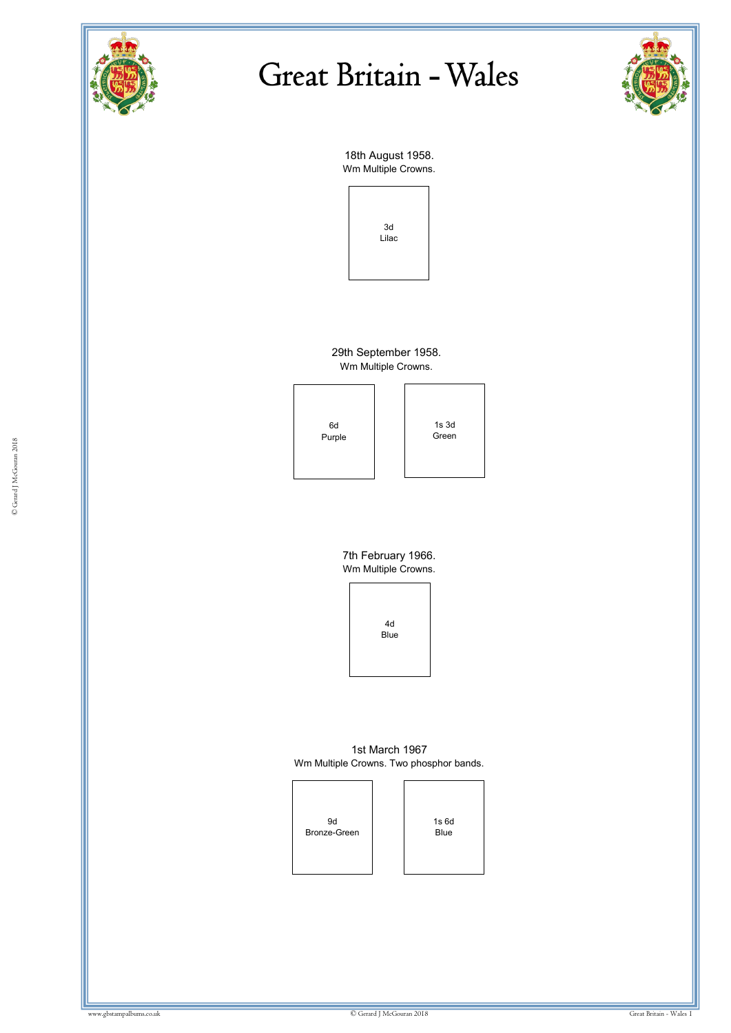# Great Britain - Wales

18th August 1958.
Wm Multiple Crowns.

3d
Lilac

29th September 1958.
Wm Multiple Crowns.

6d
Purple

1s 3d
Green

7th February 1966.
Wm Multiple Crowns.

4d
Blue

1st March 1967
Wm Multiple Crowns. Two phosphor bands.

9d
Bronze-Green

1s 6d
Blue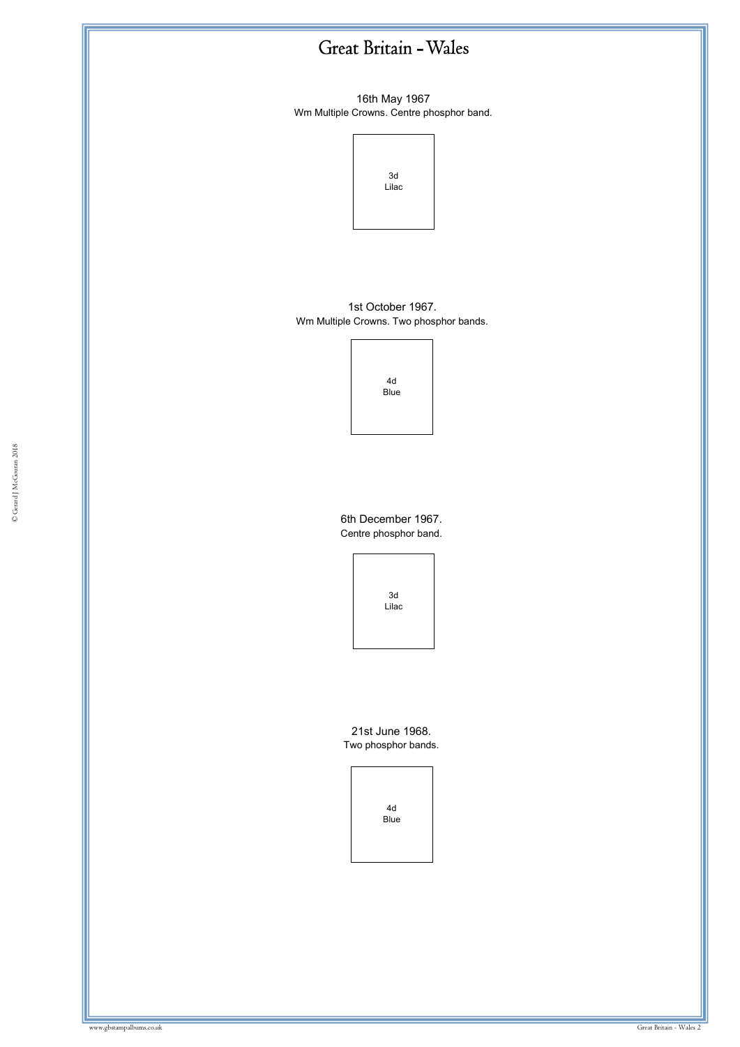# Great Britain - Wales

16th May 1967
Wm Multiple Crowns. Centre phosphor band.

3d
Lilac

1st October 1967.
Wm Multiple Crowns. Two phosphor bands.

4d
Blue

6th December 1967.
Centre phosphor band.

3d
Lilac

21st June 1968.
Two phosphor bands.

4d
Blue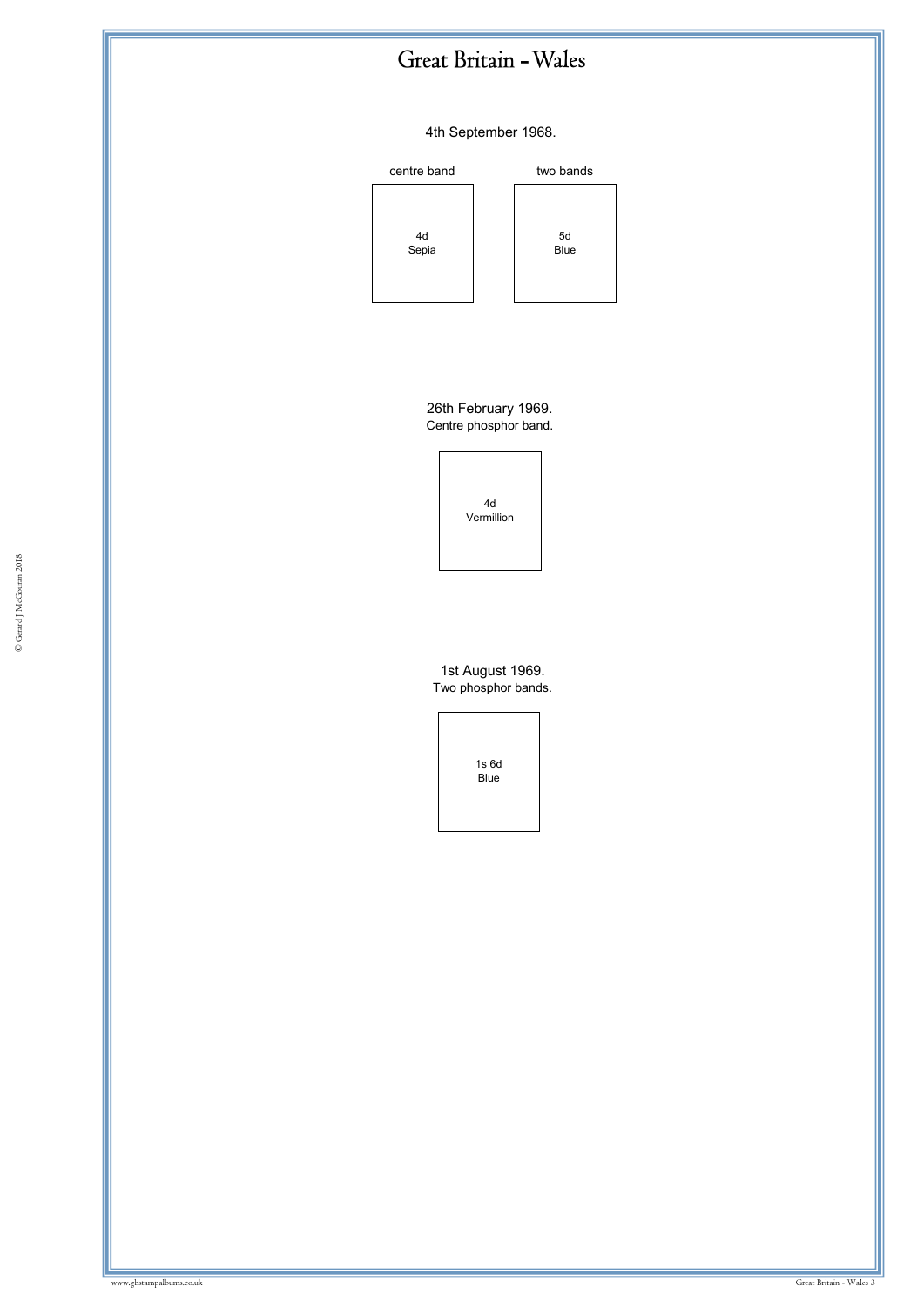# Great Britain - Wales

4th September 1968.

| centre band | two bands |
| --- | --- |
| 4d Sepia | 5d Blue |

26th February 1969.
Centre phosphor band.

4d
Vermillion

1st August 1969.
Two phosphor bands.

1s 6d
Blue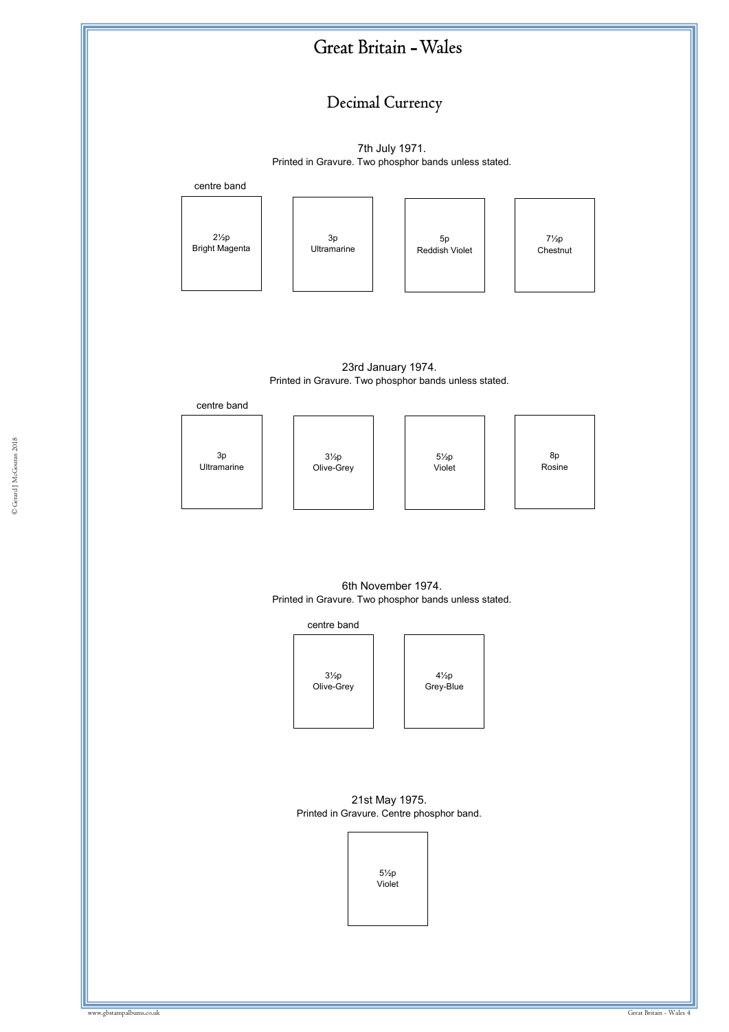# Great Britain - Wales

## Decimal Currency

7th July 1971.
Printed in Gravure. Two phosphor bands unless stated.

centre band

2½p
Bright Magenta

3p
Ultramarine

5p
Reddish Violet

7½p
Chestnut

23rd January 1974.
Printed in Gravure. Two phosphor bands unless stated.

centre band

3p
Ultramarine

3½p
Olive-Grey

5½p
Violet

8p
Rosine

6th November 1974.
Printed in Gravure. Two phosphor bands unless stated.

centre band

3½p
Olive-Grey

4½p
Grey-Blue

21st May 1975.
Printed in Gravure. Centre phosphor band.

5½p
Violet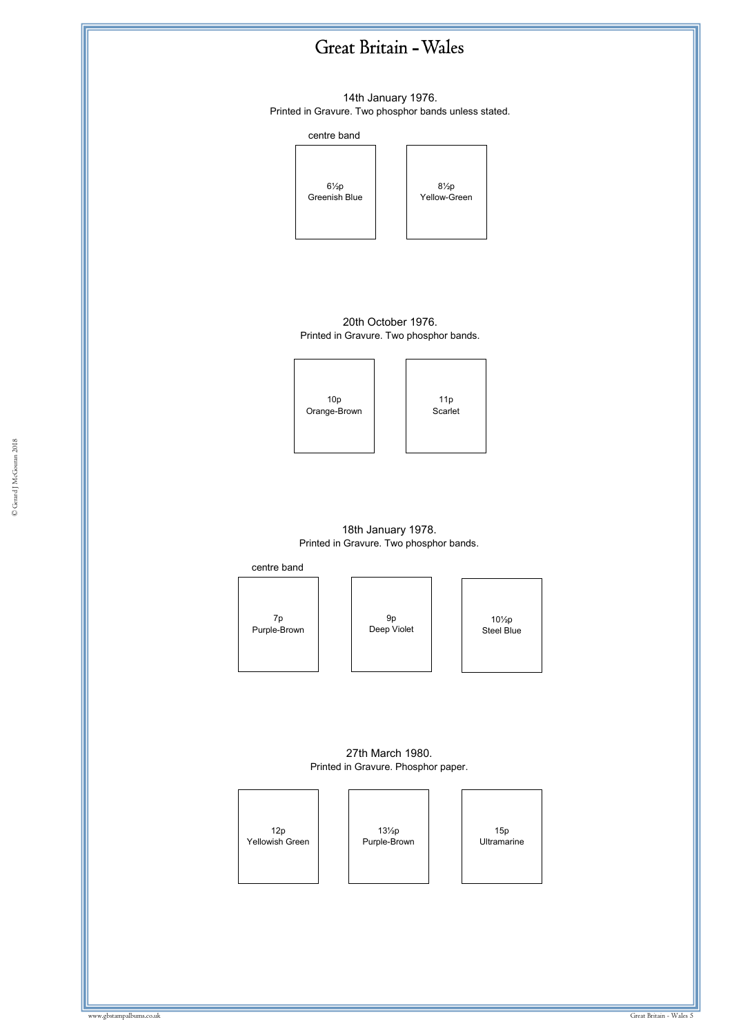# Great Britain - Wales

14th January 1976.
Printed in Gravure. Two phosphor bands unless stated.

centre band

6½p
Greenish Blue

8½p
Yellow-Green

20th October 1976.
Printed in Gravure. Two phosphor bands.

10p
Orange-Brown

11p
Scarlet

18th January 1978.
Printed in Gravure. Two phosphor bands.

centre band

7p
Purple-Brown

9p
Deep Violet

10½p
Steel Blue

27th March 1980.
Printed in Gravure. Phosphor paper.

12p
Yellowish Green

13½p
Purple-Brown

15p
Ultramarine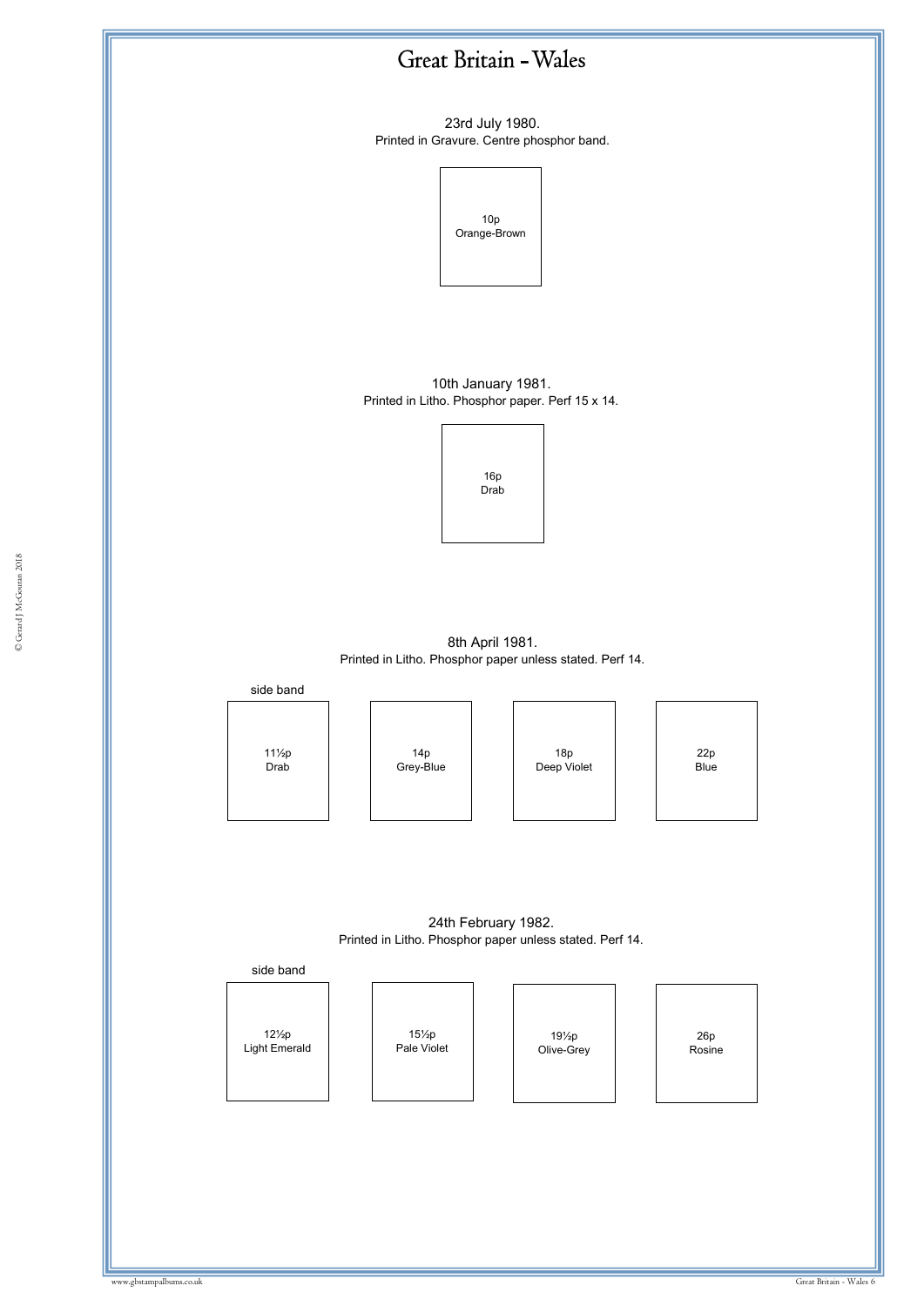# Great Britain - Wales

23rd July 1980.
Printed in Gravure. Centre phosphor band.

10p
Orange-Brown

10th January 1981.
Printed in Litho. Phosphor paper. Perf 15 x 14.

16p
Drab

8th April 1981.
Printed in Litho. Phosphor paper unless stated. Perf 14.

| side band | | | |
|---|---|---|---|
| 11½p Drab | 14p Grey-Blue | 18p Deep Violet | 22p Blue |

24th February 1982.
Printed in Litho. Phosphor paper unless stated. Perf 14.

| side band | | | |
|---|---|---|---|
| 12½p Light Emerald | 15½p Pale Violet | 19½p Olive-Grey | 26p Rosine |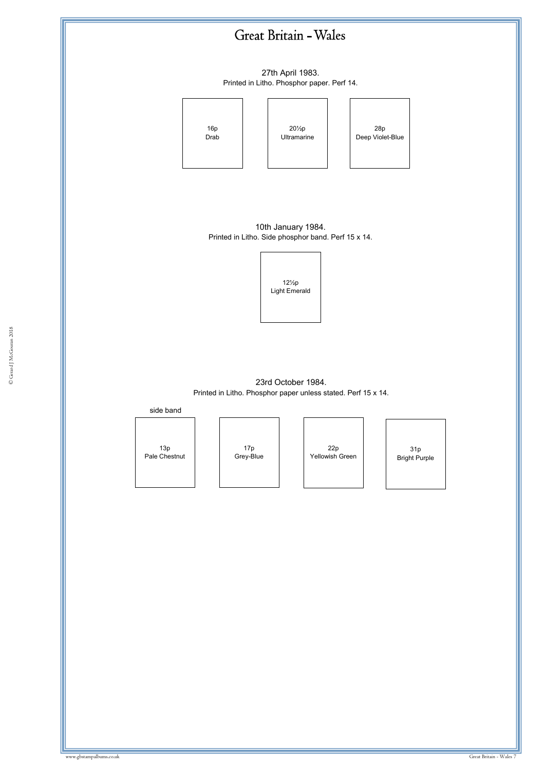# Great Britain - Wales

27th April 1983.
Printed in Litho. Phosphor paper. Perf 14.

16p
Drab

20½p
Ultramarine

28p
Deep Violet-Blue

10th January 1984.
Printed in Litho. Side phosphor band. Perf 15 x 14.

12½p
Light Emerald

23rd October 1984.
Printed in Litho. Phosphor paper unless stated. Perf 15 x 14.

side band

13p
Pale Chestnut

17p
Grey-Blue

22p
Yellowish Green

31p
Bright Purple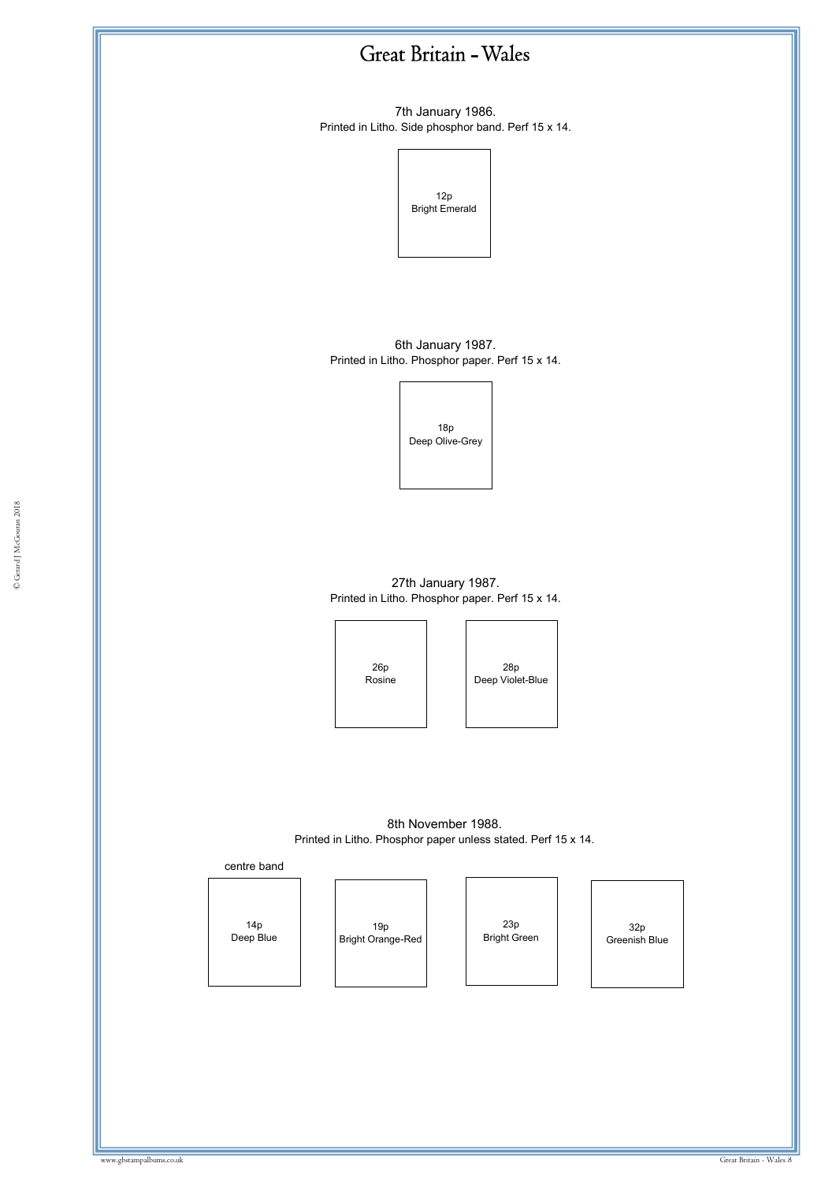# Great Britain - Wales

7th January 1986.
Printed in Litho. Side phosphor band. Perf 15 x 14.

12p
Bright Emerald

6th January 1987.
Printed in Litho. Phosphor paper. Perf 15 x 14.

18p
Deep Olive-Grey

27th January 1987.
Printed in Litho. Phosphor paper. Perf 15 x 14.

26p
Rosine

28p
Deep Violet-Blue

8th November 1988.
Printed in Litho. Phosphor paper unless stated. Perf 15 x 14.

centre band

14p
Deep Blue

19p
Bright Orange-Red

23p
Bright Green

32p
Greenish Blue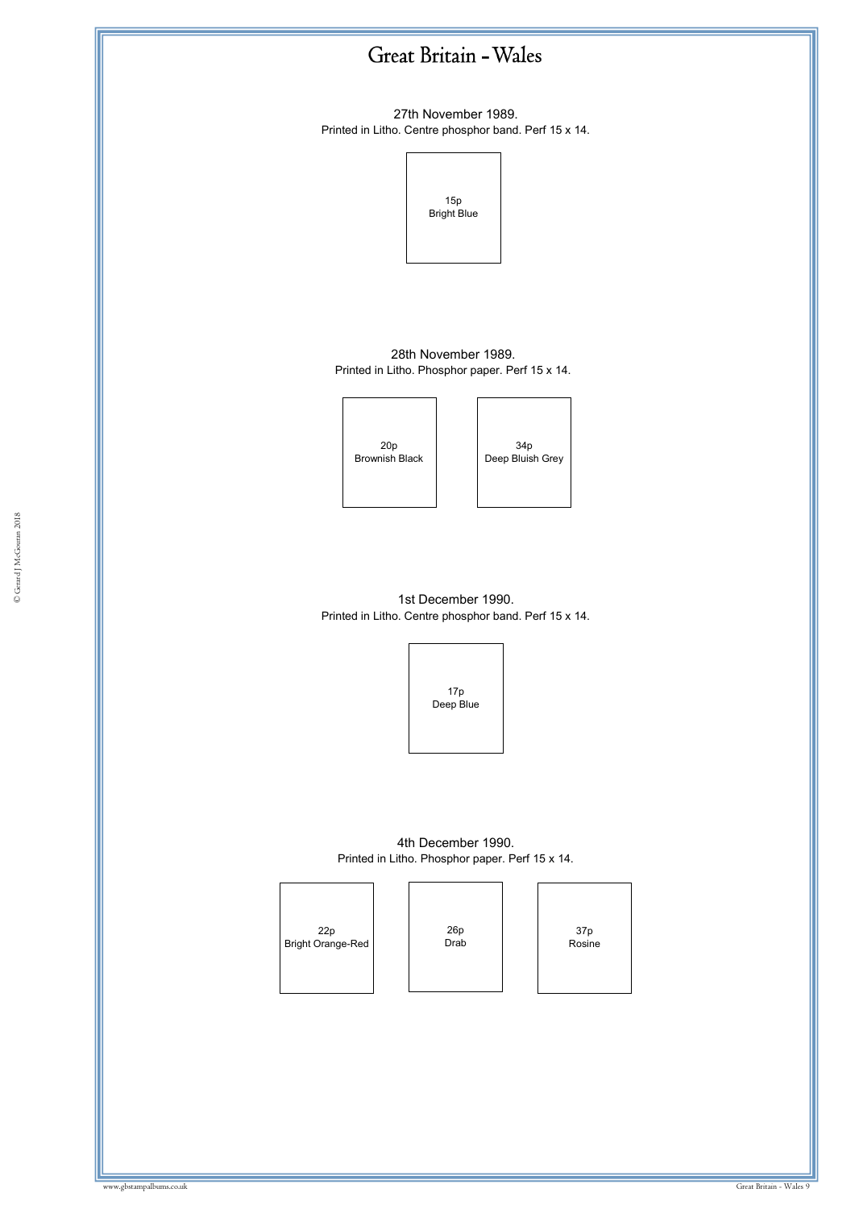# Great Britain - Wales

27th November 1989.
Printed in Litho. Centre phosphor band. Perf 15 x 14.

15p
Bright Blue

28th November 1989.
Printed in Litho. Phosphor paper. Perf 15 x 14.

20p
Brownish Black

34p
Deep Bluish Grey

1st December 1990.
Printed in Litho. Centre phosphor band. Perf 15 x 14.

17p
Deep Blue

4th December 1990.
Printed in Litho. Phosphor paper. Perf 15 x 14.

22p
Bright Orange-Red

26p
Drab

37p
Rosine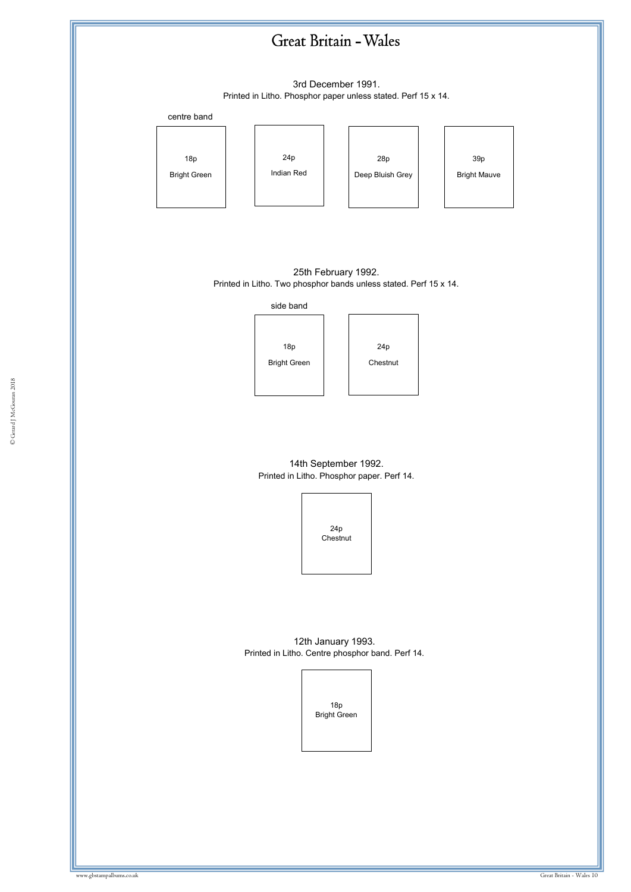# Great Britain - Wales

3rd December 1991.

Printed in Litho. Phosphor paper unless stated. Perf 15 x 14.

centre band

18p Bright Green

24p Indian Red

28p Deep Bluish Grey

39p Bright Mauve

25th February 1992.

Printed in Litho. Two phosphor bands unless stated. Perf 15 x 14.

side band

18p Bright Green

24p Chestnut

14th September 1992.

Printed in Litho. Phosphor paper. Perf 14.

24p Chestnut

12th January 1993.

Printed in Litho. Centre phosphor band. Perf 14.

18p Bright Green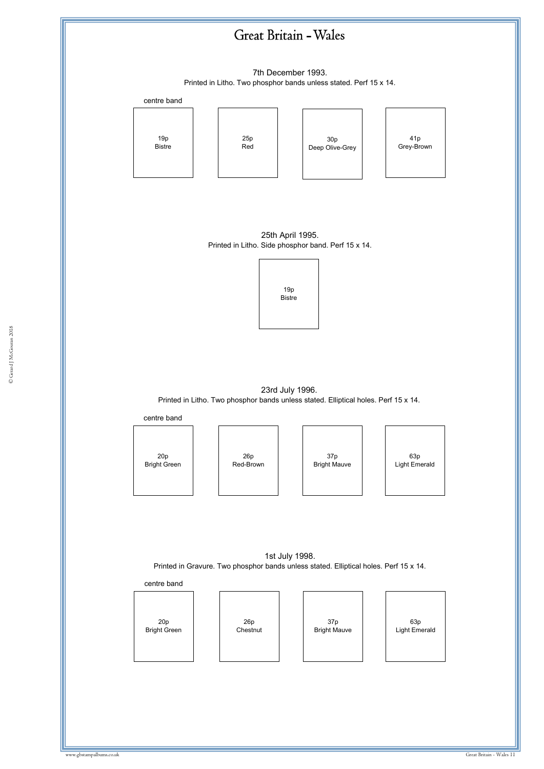# Great Britain - Wales

7th December 1993.
Printed in Litho. Two phosphor bands unless stated. Perf 15 x 14.

centre band

19p
Bistre

25p
Red

30p
Deep Olive-Grey

41p
Grey-Brown

25th April 1995.
Printed in Litho. Side phosphor band. Perf 15 x 14.

19p
Bistre

23rd July 1996.
Printed in Litho. Two phosphor bands unless stated. Elliptical holes. Perf 15 x 14.

centre band

20p
Bright Green

26p
Red-Brown

37p
Bright Mauve

63p
Light Emerald

1st July 1998.
Printed in Gravure. Two phosphor bands unless stated. Elliptical holes. Perf 15 x 14.

centre band

20p
Bright Green

26p
Chestnut

37p
Bright Mauve

63p
Light Emerald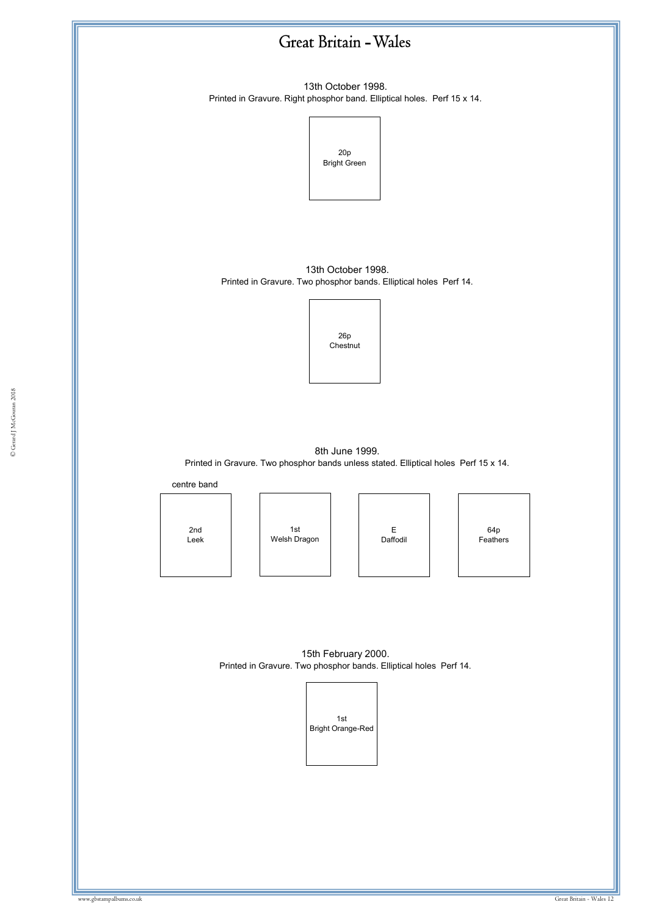# Great Britain - Wales

13th October 1998.
Printed in Gravure. Right phosphor band. Elliptical holes. Perf 15 x 14.

20p
Bright Green

13th October 1998.
Printed in Gravure. Two phosphor bands. Elliptical holes Perf 14.

26p
Chestnut

8th June 1999.
Printed in Gravure. Two phosphor bands unless stated. Elliptical holes Perf 15 x 14.

centre band

2nd
Leek

1st
Welsh Dragon

E
Daffodil

64p
Feathers

15th February 2000.
Printed in Gravure. Two phosphor bands. Elliptical holes Perf 14.

1st
Bright Orange-Red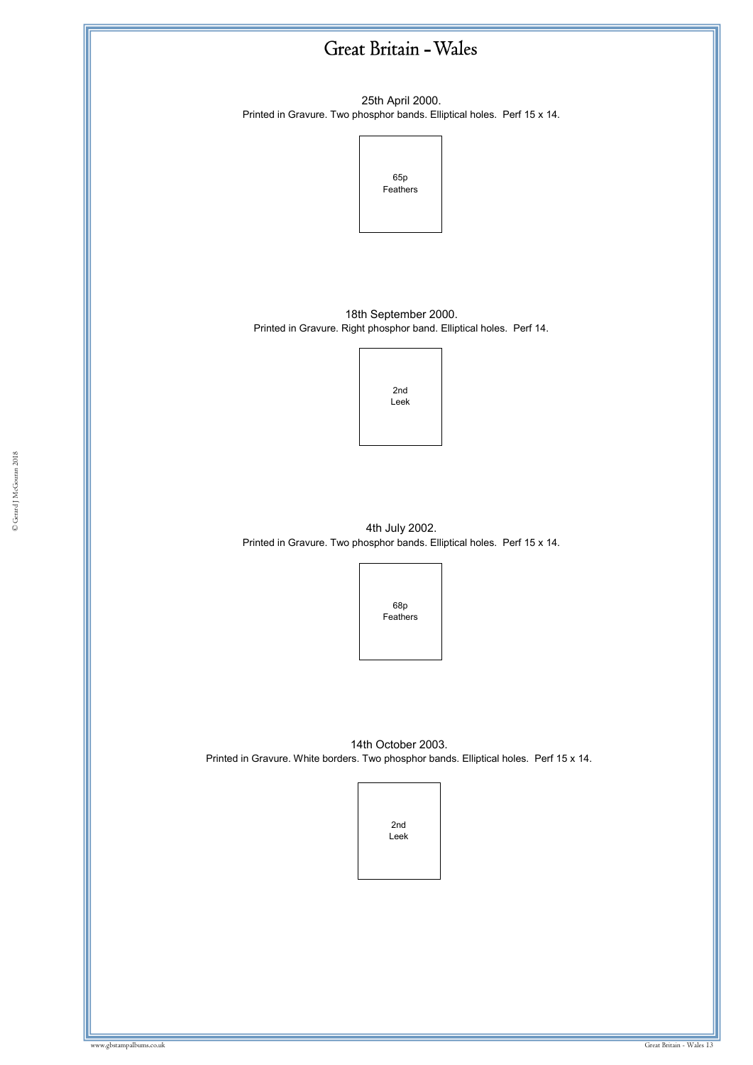# Great Britain - Wales

25th April 2000.

Printed in Gravure. Two phosphor bands. Elliptical holes. Perf 15 x 14.

65p
Feathers

18th September 2000.

Printed in Gravure. Right phosphor band. Elliptical holes. Perf 14.

2nd
Leek

4th July 2002.

Printed in Gravure. Two phosphor bands. Elliptical holes. Perf 15 x 14.

68p
Feathers

14th October 2003.

Printed in Gravure. White borders. Two phosphor bands. Elliptical holes. Perf 15 x 14.

2nd
Leek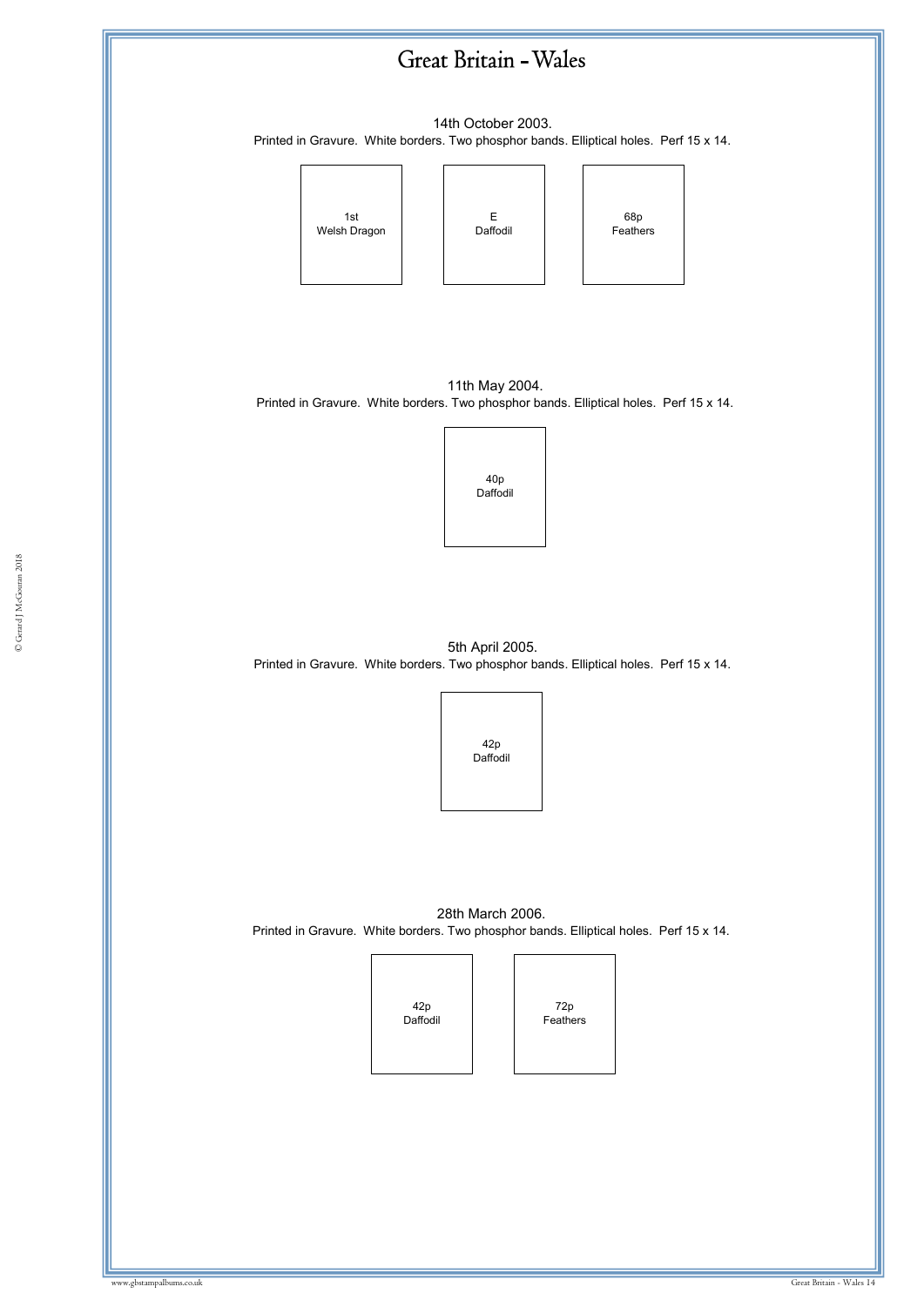# Great Britain - Wales

14th October 2003.

Printed in Gravure. White borders. Two phosphor bands. Elliptical holes. Perf 15 x 14.

1st
Welsh Dragon

E
Daffodil

68p
Feathers

11th May 2004.

Printed in Gravure. White borders. Two phosphor bands. Elliptical holes. Perf 15 x 14.

40p
Daffodil

5th April 2005.

Printed in Gravure. White borders. Two phosphor bands. Elliptical holes. Perf 15 x 14.

42p
Daffodil

28th March 2006.

Printed in Gravure. White borders. Two phosphor bands. Elliptical holes. Perf 15 x 14.

42p
Daffodil

72p
Feathers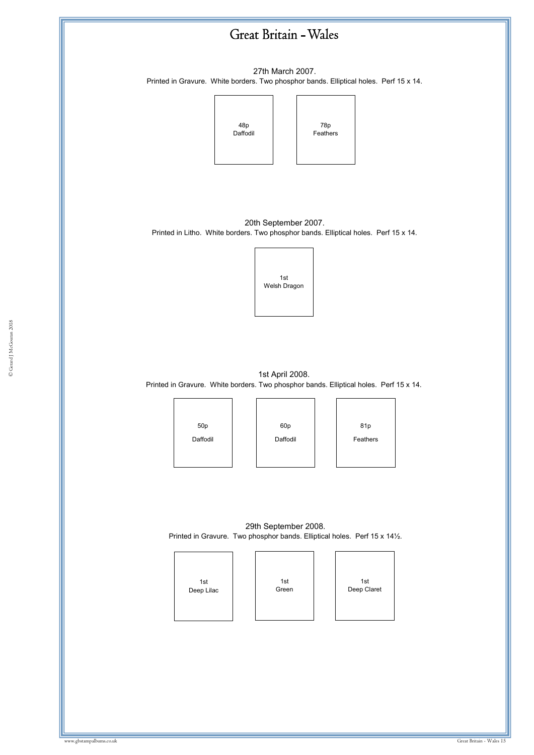# Great Britain - Wales

27th March 2007.

Printed in Gravure. White borders. Two phosphor bands. Elliptical holes. Perf 15 x 14.

48p Daffodil

78p Feathers

20th September 2007.

Printed in Litho. White borders. Two phosphor bands. Elliptical holes. Perf 15 x 14.

1st Welsh Dragon

1st April 2008.

Printed in Gravure. White borders. Two phosphor bands. Elliptical holes. Perf 15 x 14.

50p Daffodil

60p Daffodil

81p Feathers

29th September 2008.

Printed in Gravure. Two phosphor bands. Elliptical holes. Perf 15 x 14½.

1st Deep Lilac

1st Green

1st Deep Claret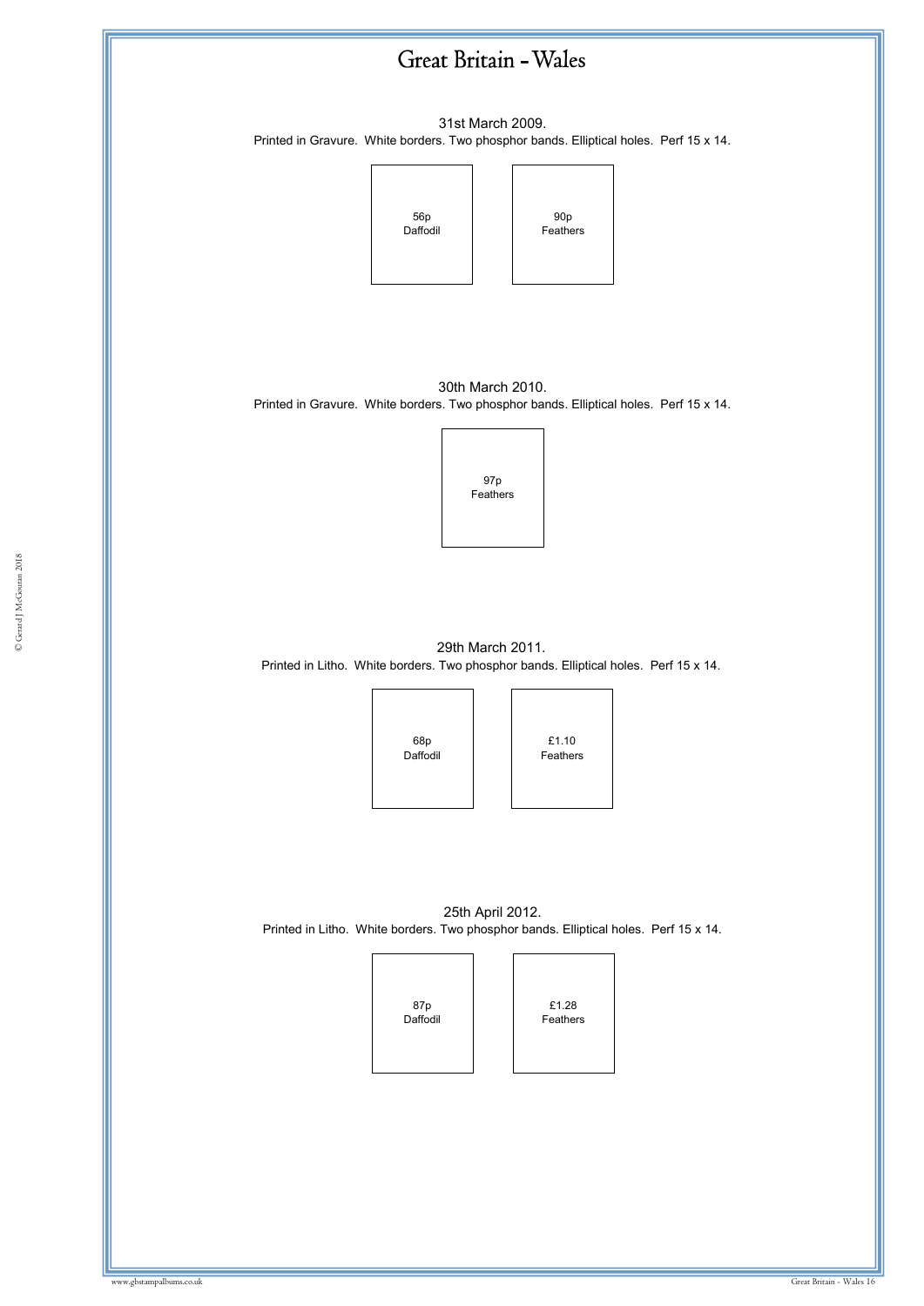# Great Britain - Wales

31st March 2009.

Printed in Gravure. White borders. Two phosphor bands. Elliptical holes. Perf 15 x 14.

56p
Daffodil

90p
Feathers

30th March 2010.

Printed in Gravure. White borders. Two phosphor bands. Elliptical holes. Perf 15 x 14.

97p
Feathers

29th March 2011.

Printed in Litho. White borders. Two phosphor bands. Elliptical holes. Perf 15 x 14.

68p
Daffodil

£1.10
Feathers

25th April 2012.

Printed in Litho. White borders. Two phosphor bands. Elliptical holes. Perf 15 x 14.

87p
Daffodil

£1.28
Feathers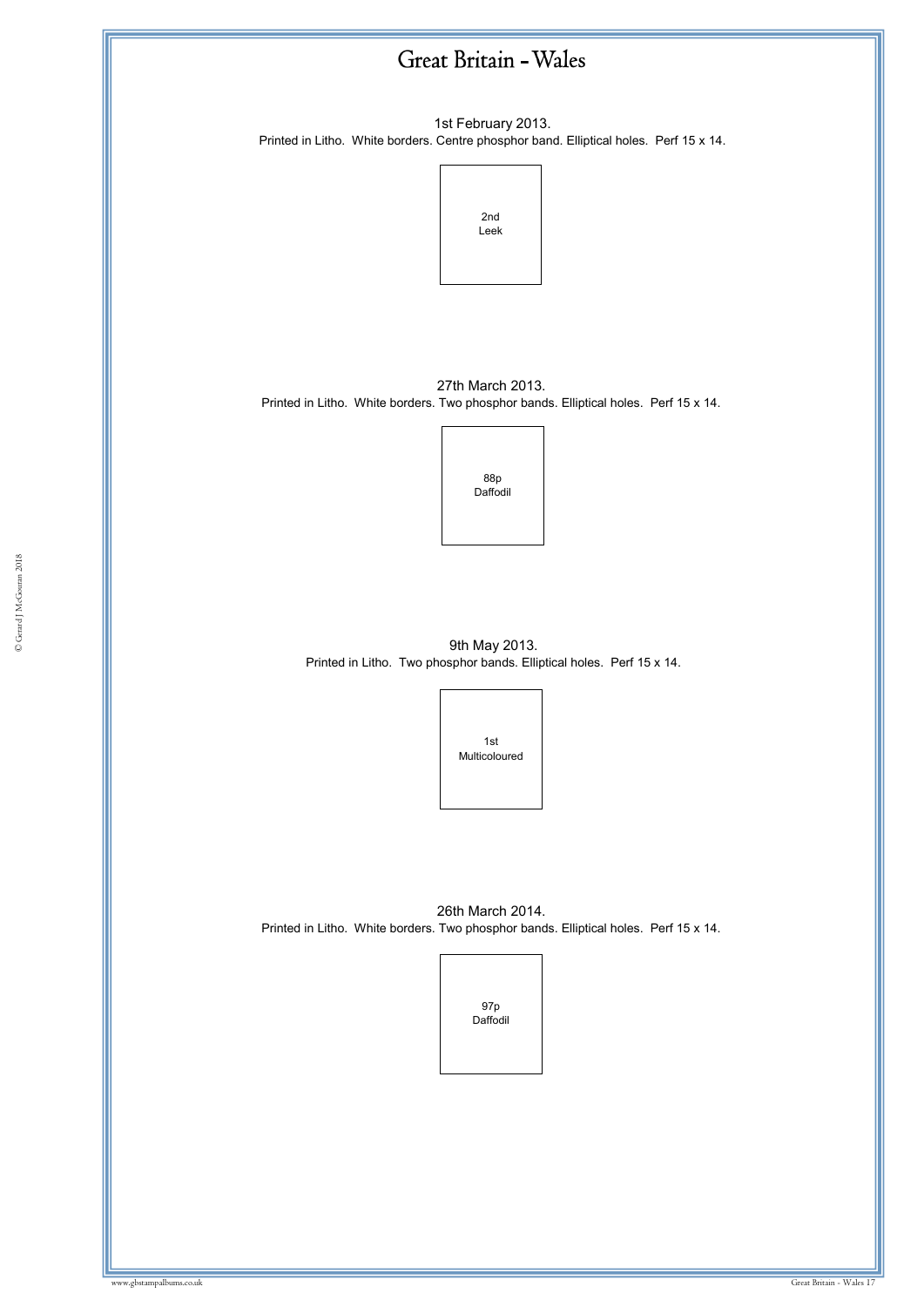# Great Britain - Wales

1st February 2013.

Printed in Litho. White borders. Centre phosphor band. Elliptical holes. Perf 15 x 14.

2nd
Leek

27th March 2013.

Printed in Litho. White borders. Two phosphor bands. Elliptical holes. Perf 15 x 14.

88p
Daffodil

9th May 2013.

Printed in Litho. Two phosphor bands. Elliptical holes. Perf 15 x 14.

1st
Multicoloured

26th March 2014.

Printed in Litho. White borders. Two phosphor bands. Elliptical holes. Perf 15 x 14.

97p
Daffodil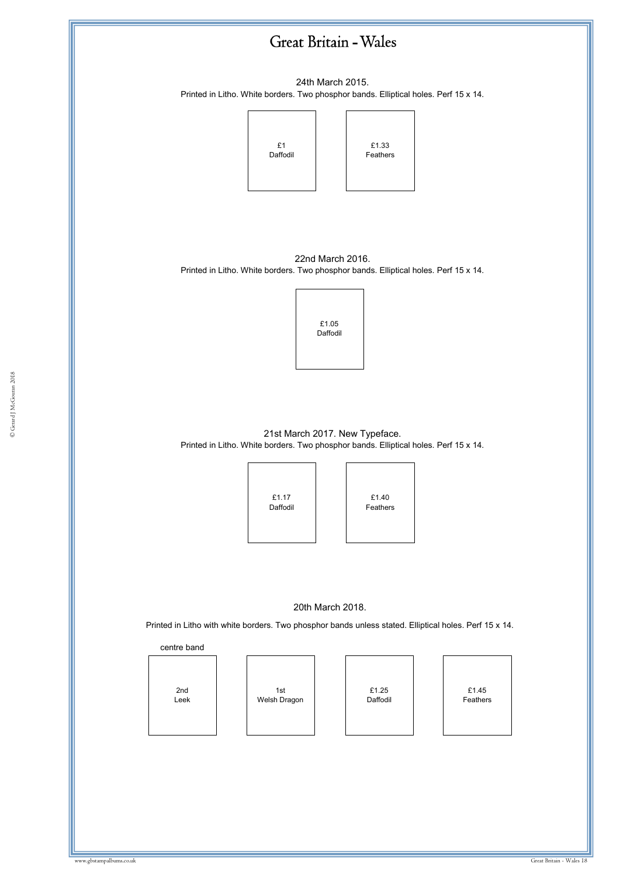# Great Britain - Wales

24th March 2015.

Printed in Litho. White borders. Two phosphor bands. Elliptical holes. Perf 15 x 14.

£1
Daffodil

£1.33
Feathers

22nd March 2016.

Printed in Litho. White borders. Two phosphor bands. Elliptical holes. Perf 15 x 14.

£1.05
Daffodil

21st March 2017. New Typeface.

Printed in Litho. White borders. Two phosphor bands. Elliptical holes. Perf 15 x 14.

£1.17
Daffodil

£1.40
Feathers

20th March 2018.

Printed in Litho with white borders. Two phosphor bands unless stated. Elliptical holes. Perf 15 x 14.

centre band

2nd
Leek

1st
Welsh Dragon

£1.25
Daffodil

£1.45
Feathers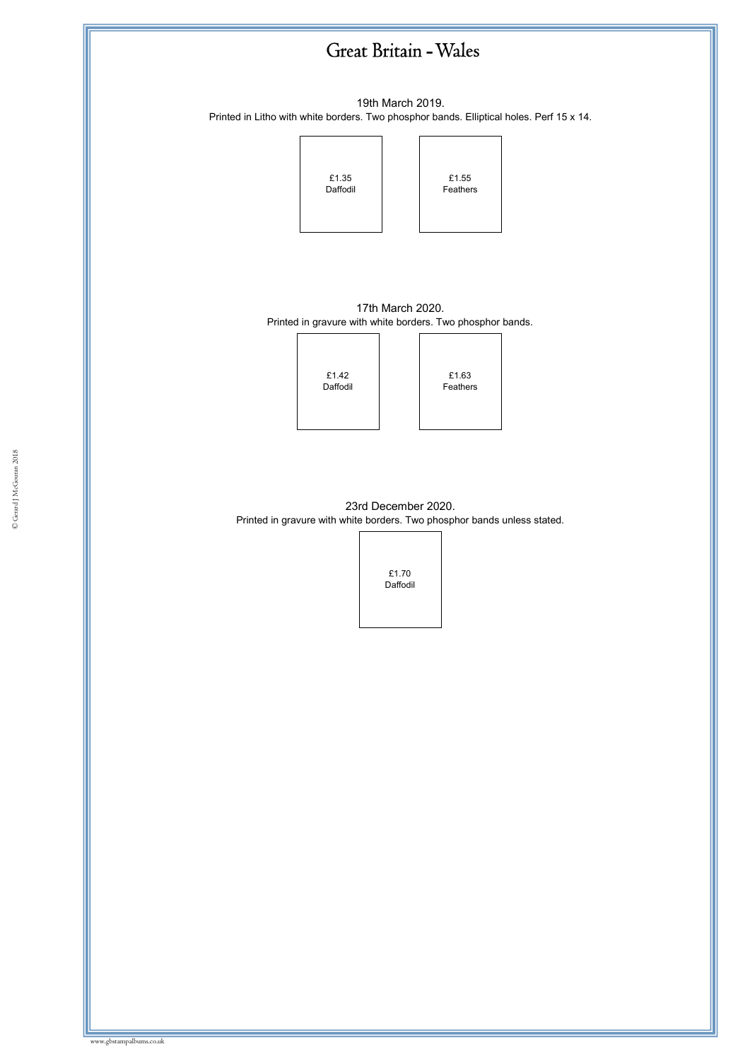# Great Britain - Wales

19th March 2019.
Printed in Litho with white borders. Two phosphor bands. Elliptical holes. Perf 15 x 14.

£1.35
Daffodil

£1.55
Feathers

17th March 2020.
Printed in gravure with white borders. Two phosphor bands.

£1.42
Daffodil

£1.63
Feathers

23rd December 2020.
Printed in gravure with white borders. Two phosphor bands unless stated.

£1.70
Daffodil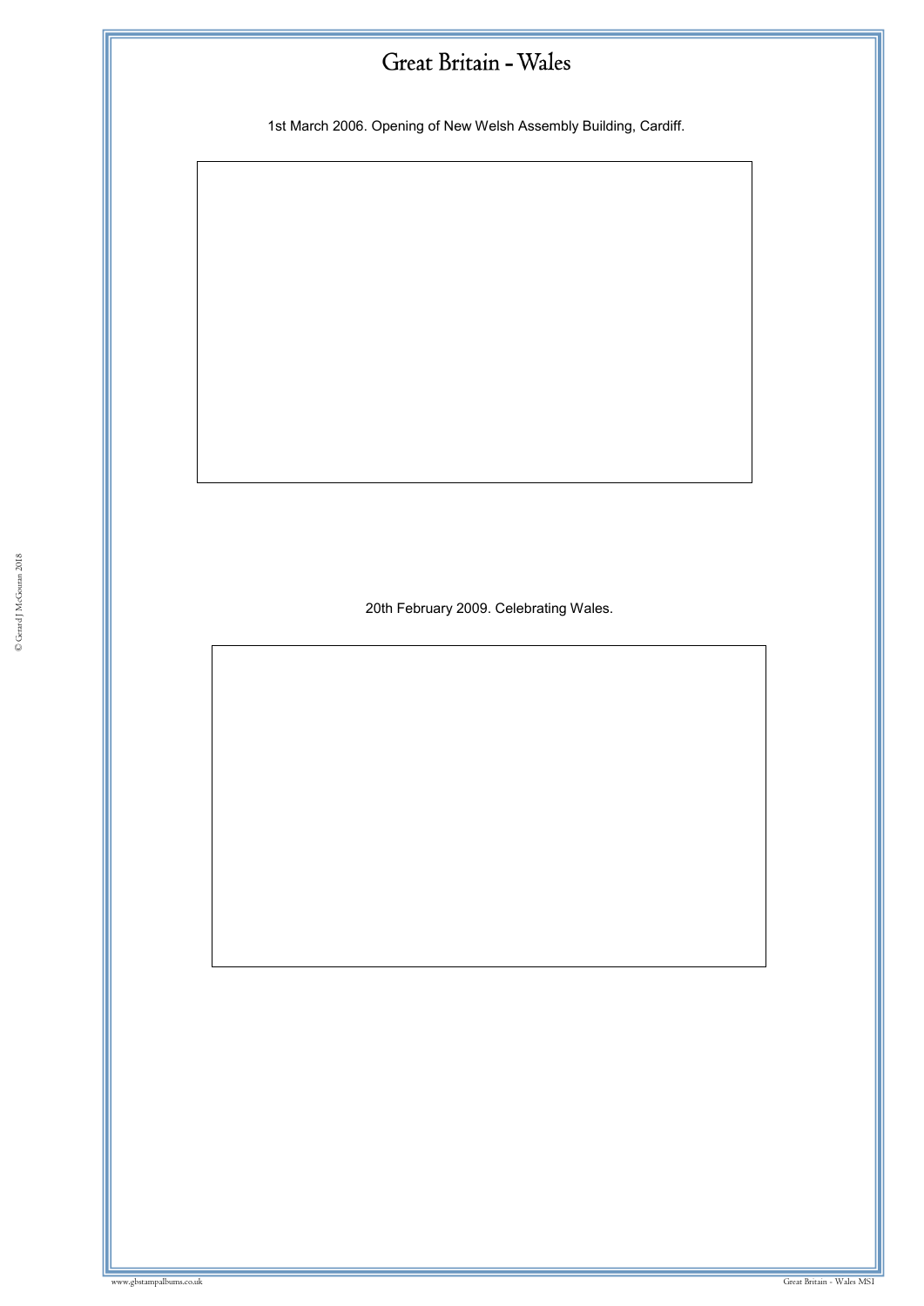# Great Britain - Wales

1st March 2006. Opening of New Welsh Assembly Building, Cardiff.

20th February 2009. Celebrating Wales.